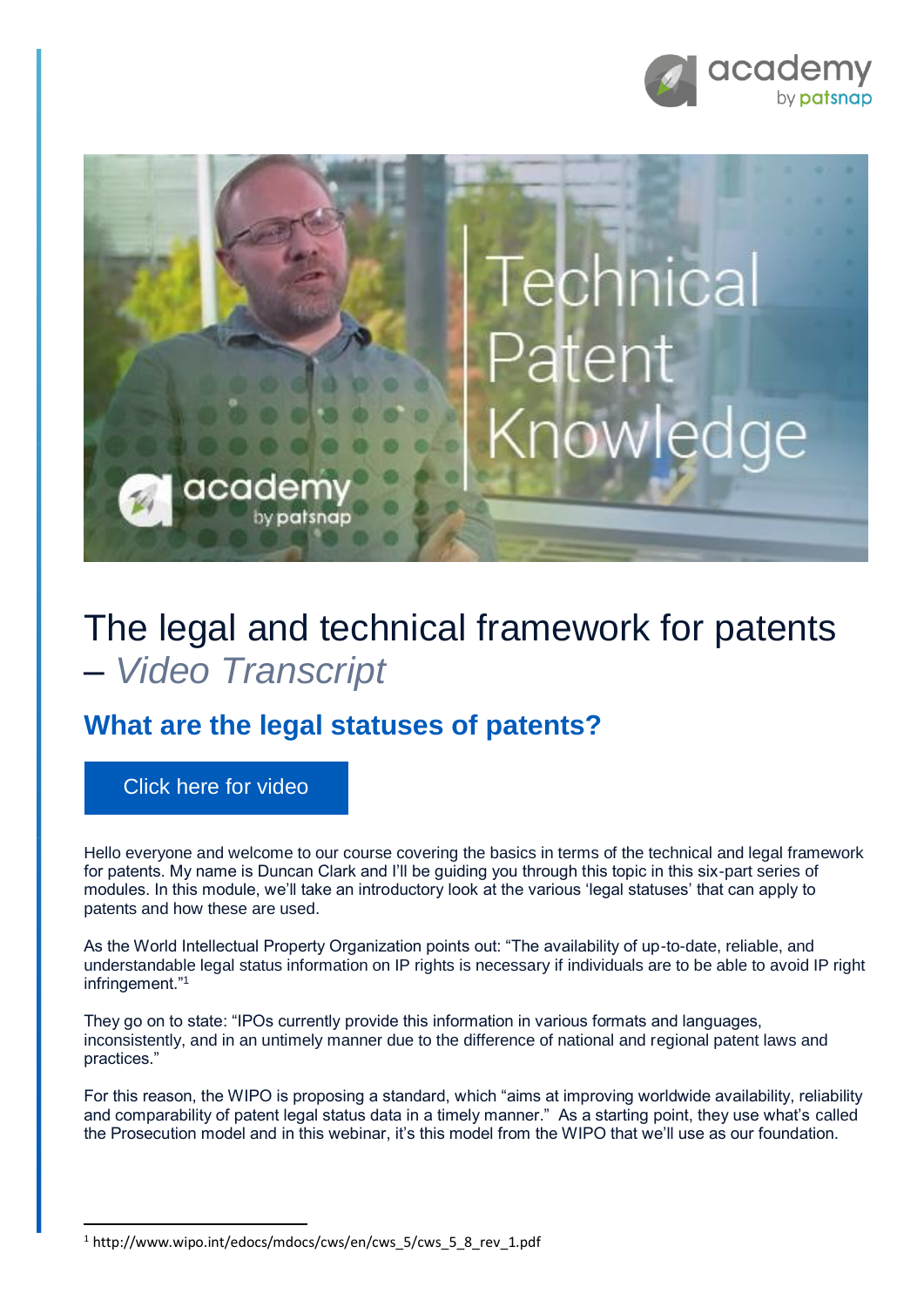# The legal and technical framework for patents – *Video Transcript*

## What are the legal statuses of patents?

Click here for video

Hello everyone and welcome to our course covering the basics in terms of the technical and legal framework for patents. My name is Duncan Clark and I'll be guiding you through this topic in this six-part series of modules. In this module, we'll take an introductory look at the various 'legal statuses' that can apply to patents and how these are used.

As the World Intellectual Property Organization points out: "The availability of up-to-date, reliable, and understandable legal status information on IP rights is necessary if individuals are to be able to avoid IP right infringement."[1]

They go on to state: "IPOs currently provide this information in various formats and languages, inconsistently, and in an untimely manner due to the difference of national and regional patent laws and practices."

For this reason, the WIPO is proposing a standard, which "aims at improving worldwide availability, reliability and comparability of patent legal status data in a timely manner." As a starting point, they use what's called the Prosecution model and in this webinar, it's this model from the WIPO that we'll use as our foundation.

---

[1] http://www.wipo.int/edocs/mdocs/cws/en/cws_5/cws_5_8_rev_1.pdf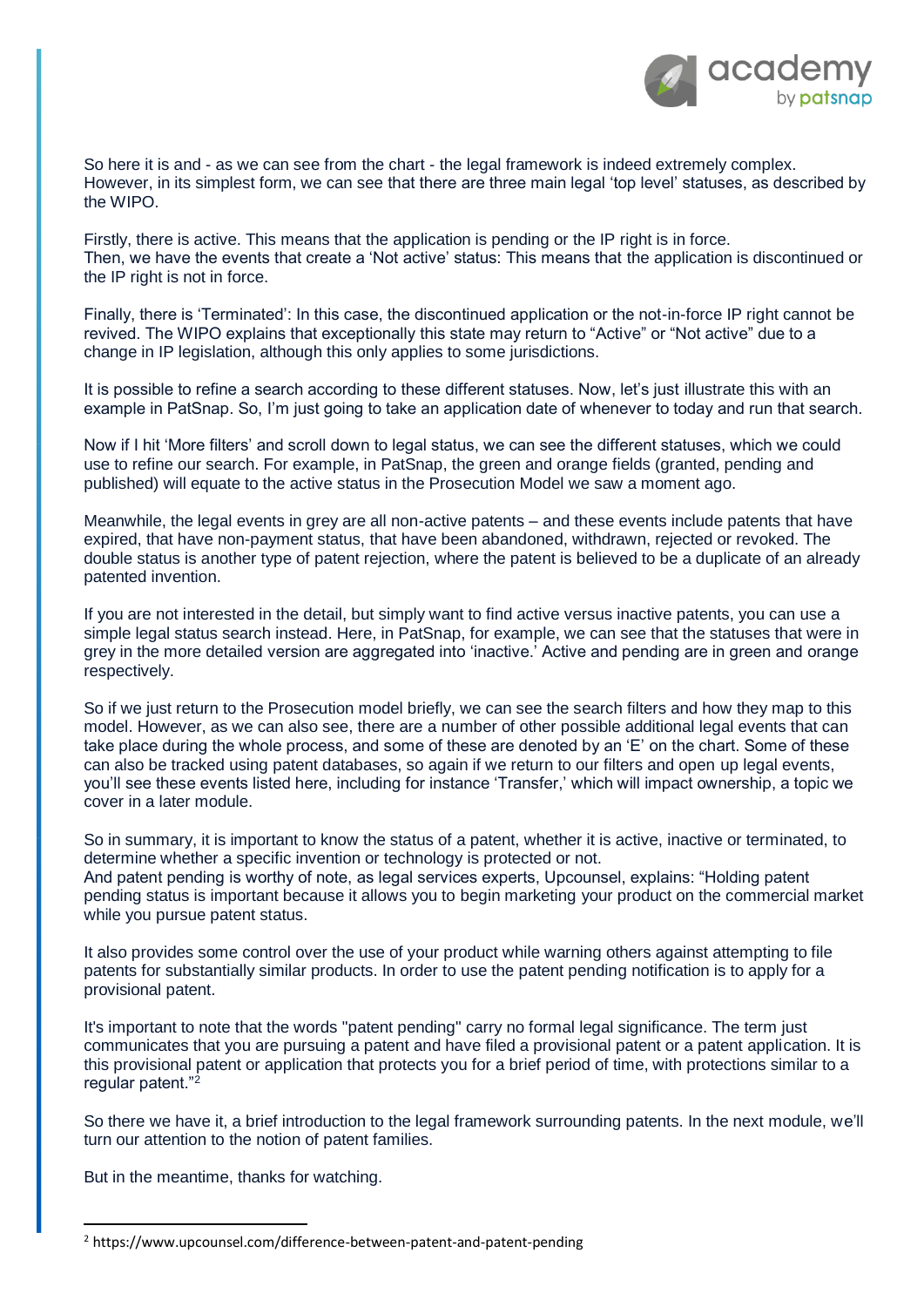So here it is and - as we can see from the chart - the legal framework is indeed extremely complex. However, in its simplest form, we can see that there are three main legal 'top level' statuses, as described by the WIPO.

Firstly, there is active. This means that the application is pending or the IP right is in force.
Then, we have the events that create a 'Not active' status: This means that the application is discontinued or the IP right is not in force.

Finally, there is 'Terminated': In this case, the discontinued application or the not-in-force IP right cannot be revived. The WIPO explains that exceptionally this state may return to "Active" or "Not active" due to a change in IP legislation, although this only applies to some jurisdictions.

It is possible to refine a search according to these different statuses. Now, let's just illustrate this with an example in PatSnap. So, I'm just going to take an application date of whenever to today and run that search.

Now if I hit 'More filters' and scroll down to legal status, we can see the different statuses, which we could use to refine our search. For example, in PatSnap, the green and orange fields (granted, pending and published) will equate to the active status in the Prosecution Model we saw a moment ago.

Meanwhile, the legal events in grey are all non-active patents – and these events include patents that have expired, that have non-payment status, that have been abandoned, withdrawn, rejected or revoked. The double status is another type of patent rejection, where the patent is believed to be a duplicate of an already patented invention.

If you are not interested in the detail, but simply want to find active versus inactive patents, you can use a simple legal status search instead. Here, in PatSnap, for example, we can see that the statuses that were in grey in the more detailed version are aggregated into 'inactive.' Active and pending are in green and orange respectively.

So if we just return to the Prosecution model briefly, we can see the search filters and how they map to this model. However, as we can also see, there are a number of other possible additional legal events that can take place during the whole process, and some of these are denoted by an 'E' on the chart. Some of these can also be tracked using patent databases, so again if we return to our filters and open up legal events, you'll see these events listed here, including for instance 'Transfer,' which will impact ownership, a topic we cover in a later module.

So in summary, it is important to know the status of a patent, whether it is active, inactive or terminated, to determine whether a specific invention or technology is protected or not.
And patent pending is worthy of note, as legal services experts, Upcounsel, explains: "Holding patent pending status is important because it allows you to begin marketing your product on the commercial market while you pursue patent status.

It also provides some control over the use of your product while warning others against attempting to file patents for substantially similar products. In order to use the patent pending notification is to apply for a provisional patent.

It's important to note that the words "patent pending" carry no formal legal significance. The term just communicates that you are pursuing a patent and have filed a provisional patent or a patent application. It is this provisional patent or application that protects you for a brief period of time, with protections similar to a regular patent."[2]

So there we have it, a brief introduction to the legal framework surrounding patents. In the next module, we'll turn our attention to the notion of patent families.

But in the meantime, thanks for watching.

---

[2] https://www.upcounsel.com/difference-between-patent-and-patent-pending